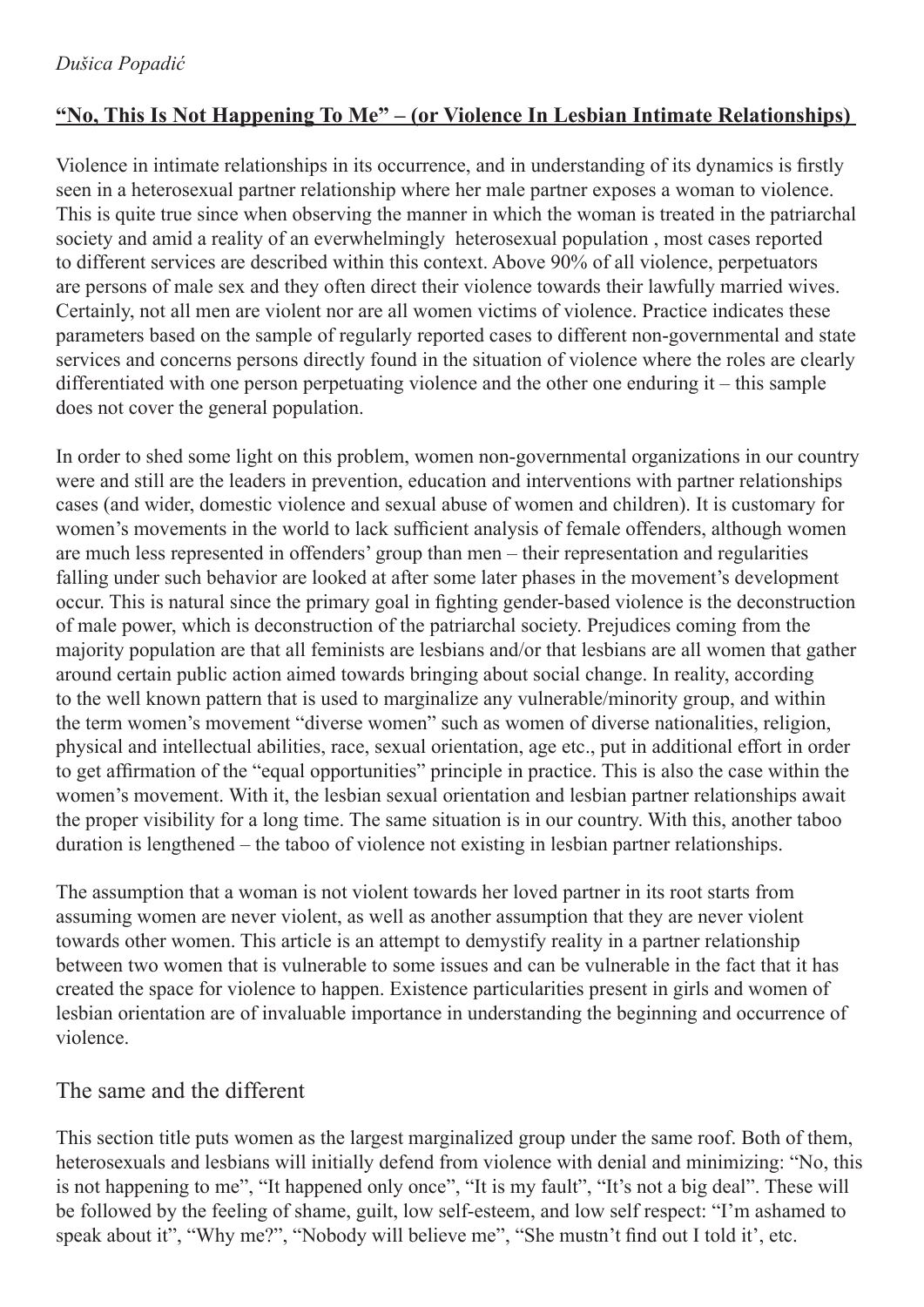*Dušica Popadić*

## **"No, This Is Not Happening To Me" – (or Violence In Lesbian Intimate Relationships)**

Violence in intimate relationships in its occurrence, and in understanding of its dynamics is firstly seen in a heterosexual partner relationship where her male partner exposes a woman to violence. This is quite true since when observing the manner in which the woman is treated in the patriarchal society and amid a reality of an everwhelmingly heterosexual population , most cases reported to different services are described within this context. Above 90% of all violence, perpetuators are persons of male sex and they often direct their violence towards their lawfully married wives. Certainly, not all men are violent nor are all women victims of violence. Practice indicates these parameters based on the sample of regularly reported cases to different non-governmental and state services and concerns persons directly found in the situation of violence where the roles are clearly differentiated with one person perpetuating violence and the other one enduring it – this sample does not cover the general population.

In order to shed some light on this problem, women non-governmental organizations in our country were and still are the leaders in prevention, education and interventions with partner relationships cases (and wider, domestic violence and sexual abuse of women and children). It is customary for women's movements in the world to lack sufficient analysis of female offenders, although women are much less represented in offenders' group than men – their representation and regularities falling under such behavior are looked at after some later phases in the movement's development occur. This is natural since the primary goal in fighting gender-based violence is the deconstruction of male power, which is deconstruction of the patriarchal society. Prejudices coming from the majority population are that all feminists are lesbians and/or that lesbians are all women that gather around certain public action aimed towards bringing about social change. In reality, according to the well known pattern that is used to marginalize any vulnerable/minority group, and within the term women's movement "diverse women" such as women of diverse nationalities, religion, physical and intellectual abilities, race, sexual orientation, age etc., put in additional effort in order to get affirmation of the "equal opportunities" principle in practice. This is also the case within the women's movement. With it, the lesbian sexual orientation and lesbian partner relationships await the proper visibility for a long time. The same situation is in our country. With this, another taboo duration is lengthened – the taboo of violence not existing in lesbian partner relationships.

The assumption that a woman is not violent towards her loved partner in its root starts from assuming women are never violent, as well as another assumption that they are never violent towards other women. This article is an attempt to demystify reality in a partner relationship between two women that is vulnerable to some issues and can be vulnerable in the fact that it has created the space for violence to happen. Existence particularities present in girls and women of lesbian orientation are of invaluable importance in understanding the beginning and occurrence of violence.

### The same and the different

This section title puts women as the largest marginalized group under the same roof. Both of them, heterosexuals and lesbians will initially defend from violence with denial and minimizing: "No, this is not happening to me", "It happened only once", "It is my fault", "It's not a big deal". These will be followed by the feeling of shame, guilt, low self-esteem, and low self respect: "I'm ashamed to speak about it", "Why me?", "Nobody will believe me", "She mustn't find out I told it', etc.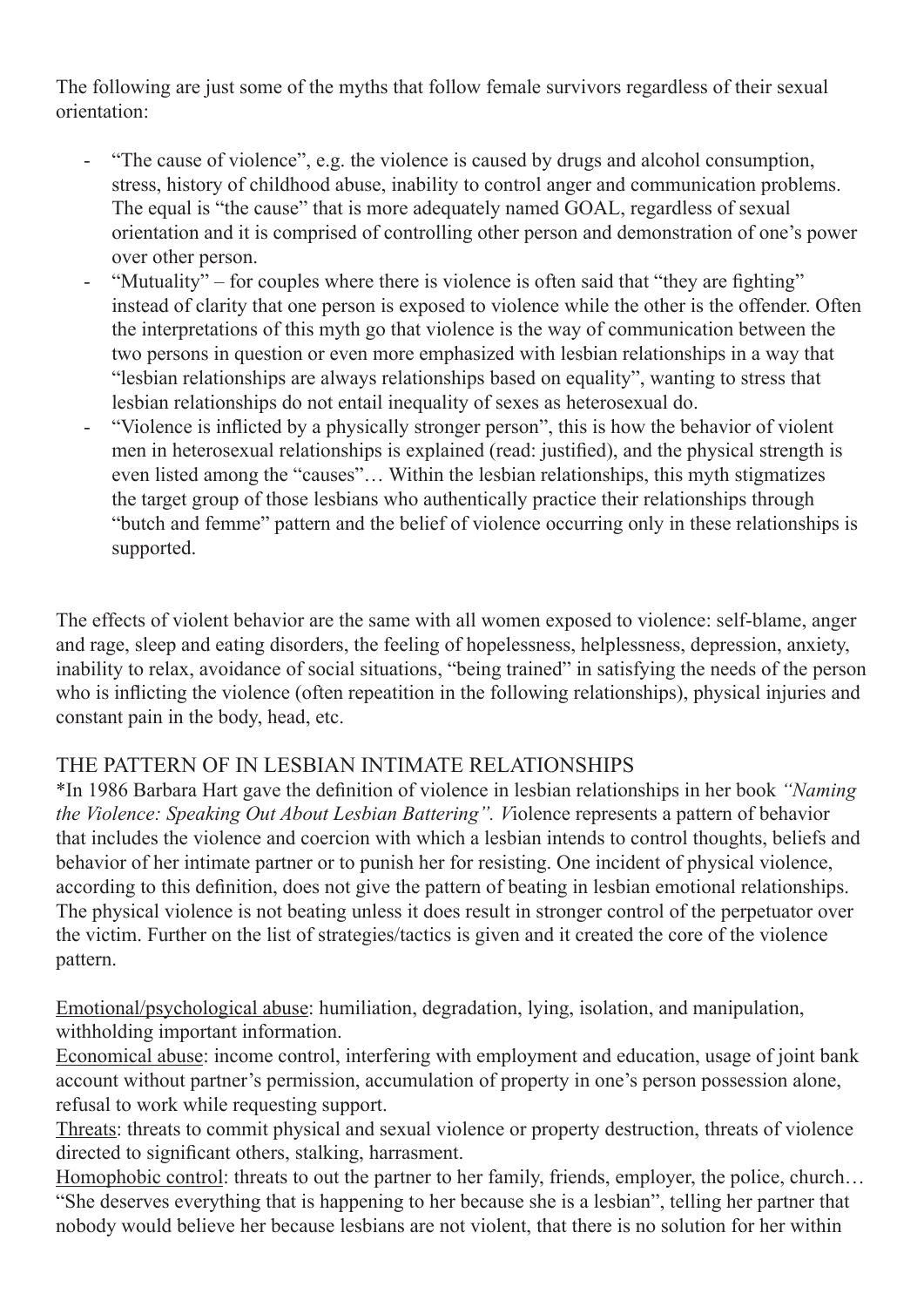The following are just some of the myths that follow female survivors regardless of their sexual orientation:

- "The cause of violence", e.g. the violence is caused by drugs and alcohol consumption, stress, history of childhood abuse, inability to control anger and communication problems. The equal is "the cause" that is more adequately named GOAL, regardless of sexual orientation and it is comprised of controlling other person and demonstration of one's power over other person.
- "Mutuality" – for couples where there is violence is often said that "they are fighting" instead of clarity that one person is exposed to violence while the other is the offender. Often the interpretations of this myth go that violence is the way of communication between the two persons in question or even more emphasized with lesbian relationships in a way that "lesbian relationships are always relationships based on equality", wanting to stress that lesbian relationships do not entail inequality of sexes as heterosexual do.
- "Violence is inflicted by a physically stronger person", this is how the behavior of violent men in heterosexual relationships is explained (read: justified), and the physical strength is even listed among the "causes"… Within the lesbian relationships, this myth stigmatizes the target group of those lesbians who authentically practice their relationships through "butch and femme" pattern and the belief of violence occurring only in these relationships is supported.

The effects of violent behavior are the same with all women exposed to violence: self-blame, anger and rage, sleep and eating disorders, the feeling of hopelessness, helplessness, depression, anxiety, inability to relax, avoidance of social situations, "being trained" in satisfying the needs of the person who is inflicting the violence (often repeatition in the following relationships), physical injuries and constant pain in the body, head, etc.

## THE PATTERN OF IN LESBIAN INTIMATE RELATIONSHIPS

*In 1986 Barbara Hart gave the definition of violence in lesbian relationships in her book *"Naming the Violence: Speaking Out About Lesbian Battering". V*iolence represents a pattern of behavior that includes the violence and coercion with which a lesbian intends to control thoughts, beliefs and behavior of her intimate partner or to punish her for resisting. One incident of physical violence, according to this definition, does not give the pattern of beating in lesbian emotional relationships. The physical violence is not beating unless it does result in stronger control of the perpetuator over the victim. Further on the list of strategies/tactics is given and it created the core of the violence pattern.

<u>Emotional/psychological abuse</u>: humiliation, degradation, lying, isolation, and manipulation, withholding important information.
<u>Economical abuse</u>: income control, interfering with employment and education, usage of joint bank account without partner's permission, accumulation of property in one's person possession alone, refusal to work while requesting support.
<u>Threats</u>: threats to commit physical and sexual violence or property destruction, threats of violence directed to significant others, stalking, harrasment.
<u>Homophobic control</u>: threats to out the partner to her family, friends, employer, the police, church… "She deserves everything that is happening to her because she is a lesbian", telling her partner that nobody would believe her because lesbians are not violent, that there is no solution for her within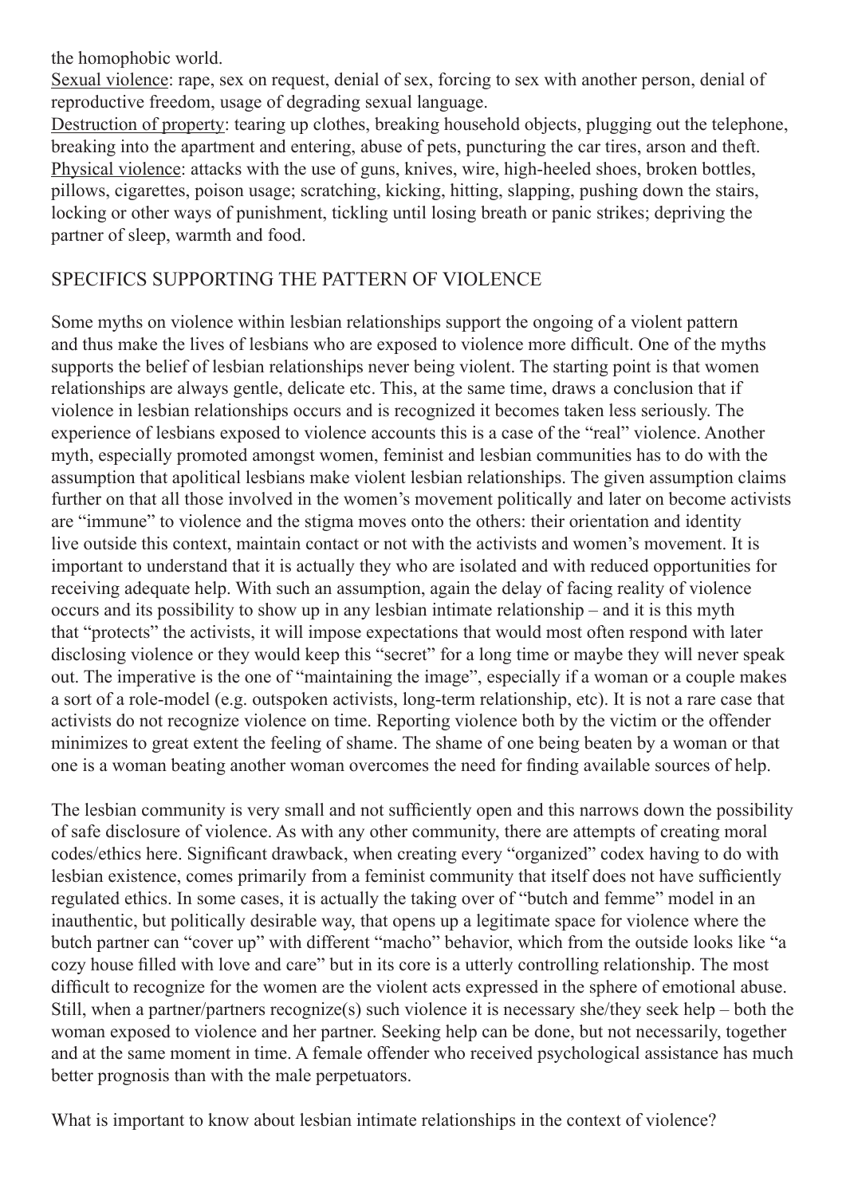the homophobic world.

Sexual violence: rape, sex on request, denial of sex, forcing to sex with another person, denial of reproductive freedom, usage of degrading sexual language.

Destruction of property: tearing up clothes, breaking household objects, plugging out the telephone, breaking into the apartment and entering, abuse of pets, puncturing the car tires, arson and theft.

Physical violence: attacks with the use of guns, knives, wire, high-heeled shoes, broken bottles, pillows, cigarettes, poison usage; scratching, kicking, hitting, slapping, pushing down the stairs, locking or other ways of punishment, tickling until losing breath or panic strikes; depriving the partner of sleep, warmth and food.

## SPECIFICS SUPPORTING THE PATTERN OF VIOLENCE

Some myths on violence within lesbian relationships support the ongoing of a violent pattern and thus make the lives of lesbians who are exposed to violence more difficult. One of the myths supports the belief of lesbian relationships never being violent. The starting point is that women relationships are always gentle, delicate etc. This, at the same time, draws a conclusion that if violence in lesbian relationships occurs and is recognized it becomes taken less seriously. The experience of lesbians exposed to violence accounts this is a case of the "real" violence. Another myth, especially promoted amongst women, feminist and lesbian communities has to do with the assumption that apolitical lesbians make violent lesbian relationships. The given assumption claims further on that all those involved in the women's movement politically and later on become activists are "immune" to violence and the stigma moves onto the others: their orientation and identity live outside this context, maintain contact or not with the activists and women's movement. It is important to understand that it is actually they who are isolated and with reduced opportunities for receiving adequate help. With such an assumption, again the delay of facing reality of violence occurs and its possibility to show up in any lesbian intimate relationship – and it is this myth that "protects" the activists, it will impose expectations that would most often respond with later disclosing violence or they would keep this "secret" for a long time or maybe they will never speak out. The imperative is the one of "maintaining the image", especially if a woman or a couple makes a sort of a role-model (e.g. outspoken activists, long-term relationship, etc). It is not a rare case that activists do not recognize violence on time. Reporting violence both by the victim or the offender minimizes to great extent the feeling of shame. The shame of one being beaten by a woman or that one is a woman beating another woman overcomes the need for finding available sources of help.

The lesbian community is very small and not sufficiently open and this narrows down the possibility of safe disclosure of violence. As with any other community, there are attempts of creating moral codes/ethics here. Significant drawback, when creating every "organized" codex having to do with lesbian existence, comes primarily from a feminist community that itself does not have sufficiently regulated ethics. In some cases, it is actually the taking over of "butch and femme" model in an inauthentic, but politically desirable way, that opens up a legitimate space for violence where the butch partner can "cover up" with different "macho" behavior, which from the outside looks like "a cozy house filled with love and care" but in its core is a utterly controlling relationship. The most difficult to recognize for the women are the violent acts expressed in the sphere of emotional abuse. Still, when a partner/partners recognize(s) such violence it is necessary she/they seek help – both the woman exposed to violence and her partner. Seeking help can be done, but not necessarily, together and at the same moment in time. A female offender who received psychological assistance has much better prognosis than with the male perpetuators.

What is important to know about lesbian intimate relationships in the context of violence?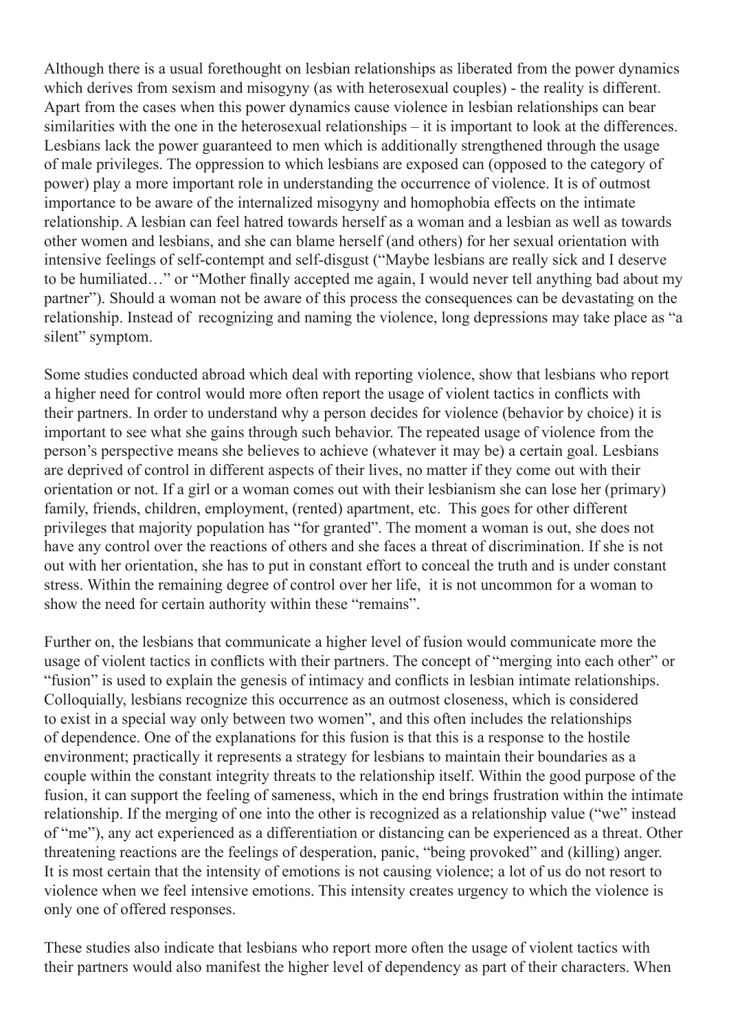Although there is a usual forethought on lesbian relationships as liberated from the power dynamics which derives from sexism and misogyny (as with heterosexual couples) - the reality is different. Apart from the cases when this power dynamics cause violence in lesbian relationships can bear similarities with the one in the heterosexual relationships – it is important to look at the differences. Lesbians lack the power guaranteed to men which is additionally strengthened through the usage of male privileges. The oppression to which lesbians are exposed can (opposed to the category of power) play a more important role in understanding the occurrence of violence. It is of outmost importance to be aware of the internalized misogyny and homophobia effects on the intimate relationship. A lesbian can feel hatred towards herself as a woman and a lesbian as well as towards other women and lesbians, and she can blame herself (and others) for her sexual orientation with intensive feelings of self-contempt and self-disgust ("Maybe lesbians are really sick and I deserve to be humiliated…" or "Mother finally accepted me again, I would never tell anything bad about my partner"). Should a woman not be aware of this process the consequences can be devastating on the relationship. Instead of recognizing and naming the violence, long depressions may take place as "a silent" symptom.

Some studies conducted abroad which deal with reporting violence, show that lesbians who report a higher need for control would more often report the usage of violent tactics in conflicts with their partners. In order to understand why a person decides for violence (behavior by choice) it is important to see what she gains through such behavior. The repeated usage of violence from the person's perspective means she believes to achieve (whatever it may be) a certain goal. Lesbians are deprived of control in different aspects of their lives, no matter if they come out with their orientation or not. If a girl or a woman comes out with their lesbianism she can lose her (primary) family, friends, children, employment, (rented) apartment, etc. This goes for other different privileges that majority population has "for granted". The moment a woman is out, she does not have any control over the reactions of others and she faces a threat of discrimination. If she is not out with her orientation, she has to put in constant effort to conceal the truth and is under constant stress. Within the remaining degree of control over her life, it is not uncommon for a woman to show the need for certain authority within these "remains".

Further on, the lesbians that communicate a higher level of fusion would communicate more the usage of violent tactics in conflicts with their partners. The concept of "merging into each other" or "fusion" is used to explain the genesis of intimacy and conflicts in lesbian intimate relationships. Colloquially, lesbians recognize this occurrence as an outmost closeness, which is considered to exist in a special way only between two women", and this often includes the relationships of dependence. One of the explanations for this fusion is that this is a response to the hostile environment; practically it represents a strategy for lesbians to maintain their boundaries as a couple within the constant integrity threats to the relationship itself. Within the good purpose of the fusion, it can support the feeling of sameness, which in the end brings frustration within the intimate relationship. If the merging of one into the other is recognized as a relationship value ("we" instead of "me"), any act experienced as a differentiation or distancing can be experienced as a threat. Other threatening reactions are the feelings of desperation, panic, "being provoked" and (killing) anger. It is most certain that the intensity of emotions is not causing violence; a lot of us do not resort to violence when we feel intensive emotions. This intensity creates urgency to which the violence is only one of offered responses.

These studies also indicate that lesbians who report more often the usage of violent tactics with their partners would also manifest the higher level of dependency as part of their characters. When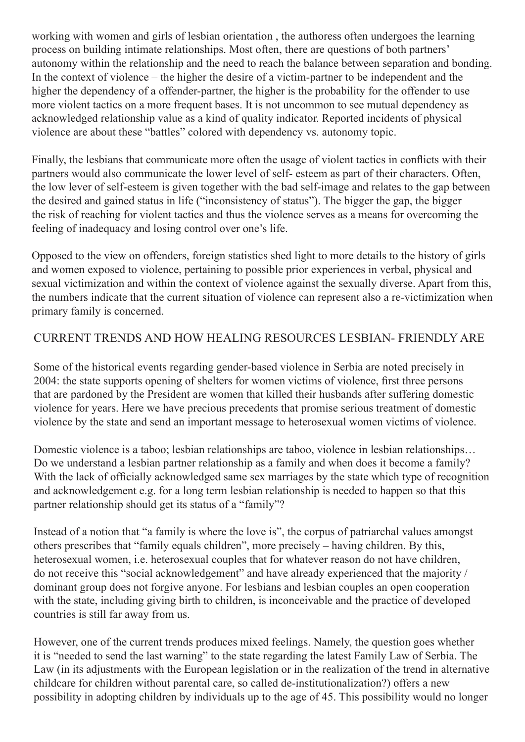working with women and girls of lesbian orientation , the authoress often undergoes the learning process on building intimate relationships. Most often, there are questions of both partners' autonomy within the relationship and the need to reach the balance between separation and bonding. In the context of violence – the higher the desire of a victim-partner to be independent and the higher the dependency of a offender-partner, the higher is the probability for the offender to use more violent tactics on a more frequent bases. It is not uncommon to see mutual dependency as acknowledged relationship value as a kind of quality indicator. Reported incidents of physical violence are about these "battles" colored with dependency vs. autonomy topic.

Finally, the lesbians that communicate more often the usage of violent tactics in conflicts with their partners would also communicate the lower level of self- esteem as part of their characters. Often, the low lever of self-esteem is given together with the bad self-image and relates to the gap between the desired and gained status in life ("inconsistency of status"). The bigger the gap, the bigger the risk of reaching for violent tactics and thus the violence serves as a means for overcoming the feeling of inadequacy and losing control over one's life.

Opposed to the view on offenders, foreign statistics shed light to more details to the history of girls and women exposed to violence, pertaining to possible prior experiences in verbal, physical and sexual victimization and within the context of violence against the sexually diverse. Apart from this, the numbers indicate that the current situation of violence can represent also a re-victimization when primary family is concerned.

## CURRENT TRENDS AND HOW HEALING RESOURCES LESBIAN- FRIENDLY ARE

Some of the historical events regarding gender-based violence in Serbia are noted precisely in 2004: the state supports opening of shelters for women victims of violence, first three persons that are pardoned by the President are women that killed their husbands after suffering domestic violence for years. Here we have precious precedents that promise serious treatment of domestic violence by the state and send an important message to heterosexual women victims of violence.

Domestic violence is a taboo; lesbian relationships are taboo, violence in lesbian relationships… Do we understand a lesbian partner relationship as a family and when does it become a family? With the lack of officially acknowledged same sex marriages by the state which type of recognition and acknowledgement e.g. for a long term lesbian relationship is needed to happen so that this partner relationship should get its status of a "family"?

Instead of a notion that "a family is where the love is", the corpus of patriarchal values amongst others prescribes that "family equals children", more precisely – having children. By this, heterosexual women, i.e. heterosexual couples that for whatever reason do not have children, do not receive this "social acknowledgement" and have already experienced that the majority / dominant group does not forgive anyone. For lesbians and lesbian couples an open cooperation with the state, including giving birth to children, is inconceivable and the practice of developed countries is still far away from us.

However, one of the current trends produces mixed feelings. Namely, the question goes whether it is "needed to send the last warning" to the state regarding the latest Family Law of Serbia. The Law (in its adjustments with the European legislation or in the realization of the trend in alternative childcare for children without parental care, so called de-institutionalization?) offers a new possibility in adopting children by individuals up to the age of 45. This possibility would no longer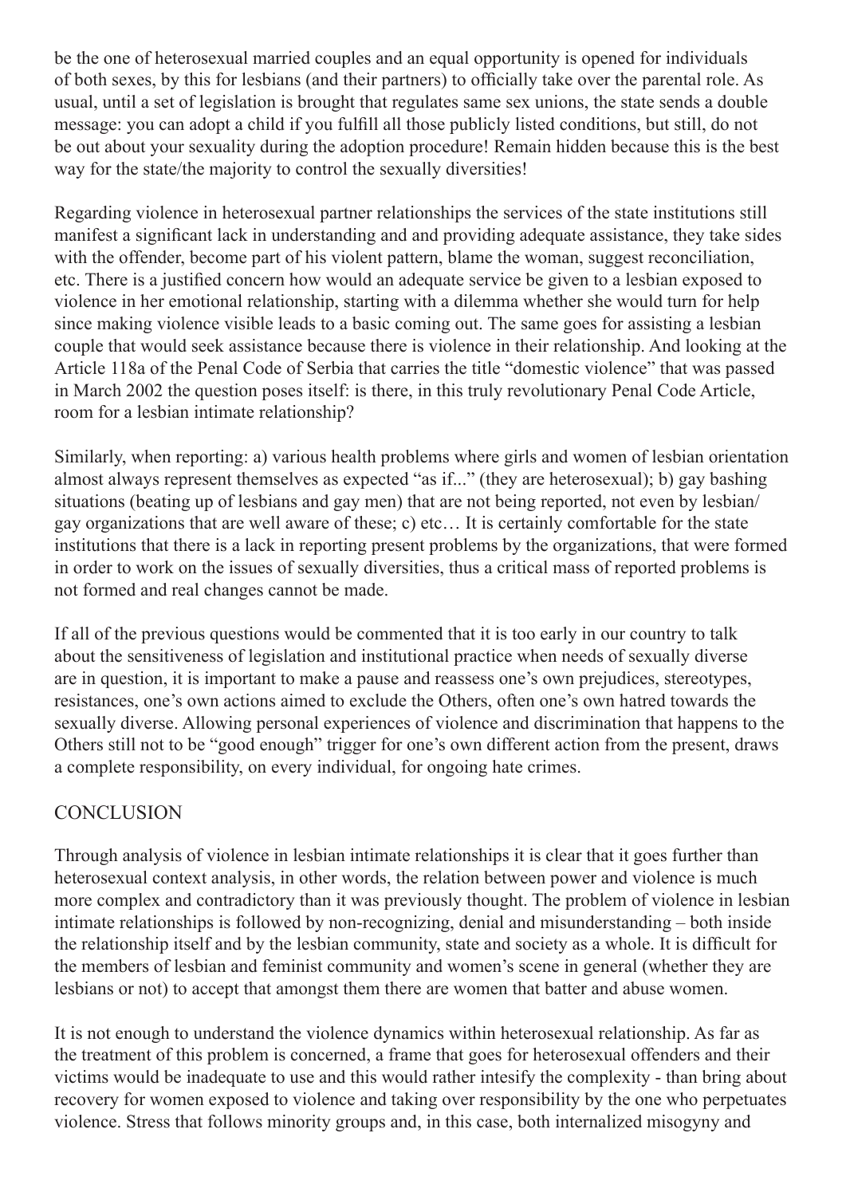be the one of heterosexual married couples and an equal opportunity is opened for individuals of both sexes, by this for lesbians (and their partners) to officially take over the parental role. As usual, until a set of legislation is brought that regulates same sex unions, the state sends a double message: you can adopt a child if you fulfill all those publicly listed conditions, but still, do not be out about your sexuality during the adoption procedure! Remain hidden because this is the best way for the state/the majority to control the sexually diversities!

Regarding violence in heterosexual partner relationships the services of the state institutions still manifest a significant lack in understanding and and providing adequate assistance, they take sides with the offender, become part of his violent pattern, blame the woman, suggest reconciliation, etc. There is a justified concern how would an adequate service be given to a lesbian exposed to violence in her emotional relationship, starting with a dilemma whether she would turn for help since making violence visible leads to a basic coming out. The same goes for assisting a lesbian couple that would seek assistance because there is violence in their relationship. And looking at the Article 118a of the Penal Code of Serbia that carries the title "domestic violence" that was passed in March 2002 the question poses itself: is there, in this truly revolutionary Penal Code Article, room for a lesbian intimate relationship?

Similarly, when reporting: a) various health problems where girls and women of lesbian orientation almost always represent themselves as expected "as if..." (they are heterosexual); b) gay bashing situations (beating up of lesbians and gay men) that are not being reported, not even by lesbian/gay organizations that are well aware of these; c) etc… It is certainly comfortable for the state institutions that there is a lack in reporting present problems by the organizations, that were formed in order to work on the issues of sexually diversities, thus a critical mass of reported problems is not formed and real changes cannot be made.

If all of the previous questions would be commented that it is too early in our country to talk about the sensitiveness of legislation and institutional practice when needs of sexually diverse are in question, it is important to make a pause and reassess one's own prejudices, stereotypes, resistances, one's own actions aimed to exclude the Others, often one's own hatred towards the sexually diverse. Allowing personal experiences of violence and discrimination that happens to the Others still not to be "good enough" trigger for one's own different action from the present, draws a complete responsibility, on every individual, for ongoing hate crimes.

## CONCLUSION

Through analysis of violence in lesbian intimate relationships it is clear that it goes further than heterosexual context analysis, in other words, the relation between power and violence is much more complex and contradictory than it was previously thought. The problem of violence in lesbian intimate relationships is followed by non-recognizing, denial and misunderstanding – both inside the relationship itself and by the lesbian community, state and society as a whole. It is difficult for the members of lesbian and feminist community and women's scene in general (whether they are lesbians or not) to accept that amongst them there are women that batter and abuse women.

It is not enough to understand the violence dynamics within heterosexual relationship. As far as the treatment of this problem is concerned, a frame that goes for heterosexual offenders and their victims would be inadequate to use and this would rather intesify the complexity - than bring about recovery for women exposed to violence and taking over responsibility by the one who perpetuates violence. Stress that follows minority groups and, in this case, both internalized misogyny and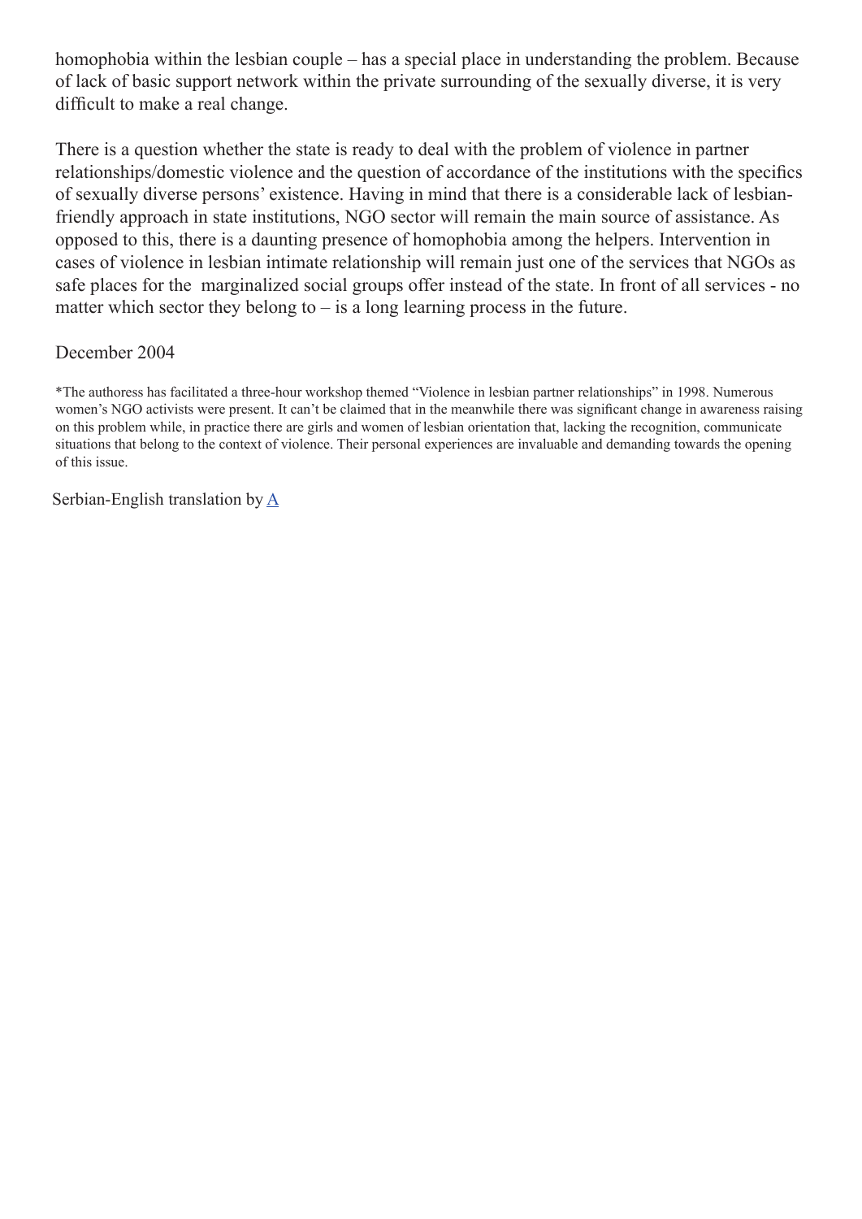homophobia within the lesbian couple – has a special place in understanding the problem. Because of lack of basic support network within the private surrounding of the sexually diverse, it is very difficult to make a real change.

There is a question whether the state is ready to deal with the problem of violence in partner relationships/domestic violence and the question of accordance of the institutions with the specifics of sexually diverse persons' existence. Having in mind that there is a considerable lack of lesbian-friendly approach in state institutions, NGO sector will remain the main source of assistance. As opposed to this, there is a daunting presence of homophobia among the helpers. Intervention in cases of violence in lesbian intimate relationship will remain just one of the services that NGOs as safe places for the marginalized social groups offer instead of the state. In front of all services - no matter which sector they belong to – is a long learning process in the future.

December 2004

*The authoress has facilitated a three-hour workshop themed "Violence in lesbian partner relationships" in 1998. Numerous women's NGO activists were present. It can't be claimed that in the meanwhile there was significant change in awareness raising on this problem while, in practice there are girls and women of lesbian orientation that, lacking the recognition, communicate situations that belong to the context of violence. Their personal experiences are invaluable and demanding towards the opening of this issue.

Serbian-English translation by A